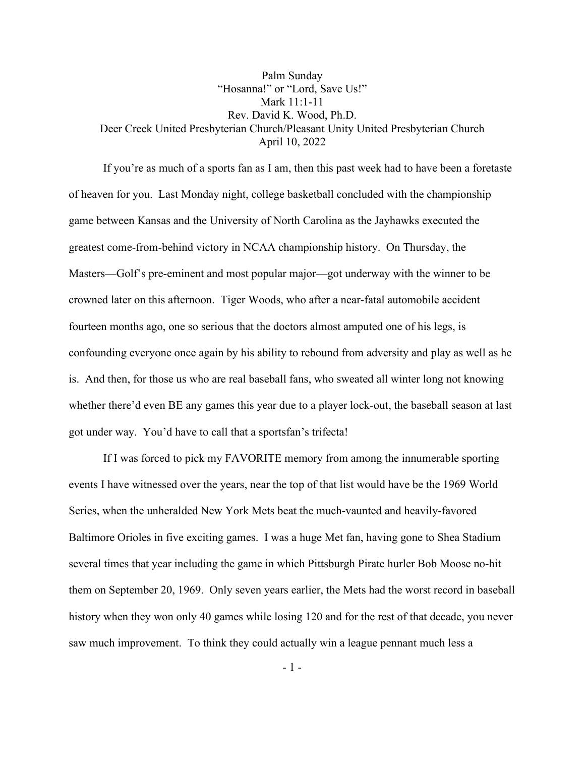# Palm Sunday

## "Hosanna!" or "Lord, Save Us!"

Mark 11:1-11

Rev. David K. Wood, Ph.D.

Deer Creek United Presbyterian Church/Pleasant Unity United Presbyterian Church

April 10, 2022

If you're as much of a sports fan as I am, then this past week had to have been a foretaste of heaven for you. Last Monday night, college basketball concluded with the championship game between Kansas and the University of North Carolina as the Jayhawks executed the greatest come-from-behind victory in NCAA championship history. On Thursday, the Masters—Golf's pre-eminent and most popular major—got underway with the winner to be crowned later on this afternoon. Tiger Woods, who after a near-fatal automobile accident fourteen months ago, one so serious that the doctors almost amputed one of his legs, is confounding everyone once again by his ability to rebound from adversity and play as well as he is. And then, for those us who are real baseball fans, who sweated all winter long not knowing whether there'd even BE any games this year due to a player lock-out, the baseball season at last got under way. You'd have to call that a sportsfan's trifecta!

If I was forced to pick my FAVORITE memory from among the innumerable sporting events I have witnessed over the years, near the top of that list would have be the 1969 World Series, when the unheralded New York Mets beat the much-vaunted and heavily-favored Baltimore Orioles in five exciting games. I was a huge Met fan, having gone to Shea Stadium several times that year including the game in which Pittsburgh Pirate hurler Bob Moose no-hit them on September 20, 1969. Only seven years earlier, the Mets had the worst record in baseball history when they won only 40 games while losing 120 and for the rest of that decade, you never saw much improvement. To think they could actually win a league pennant much less a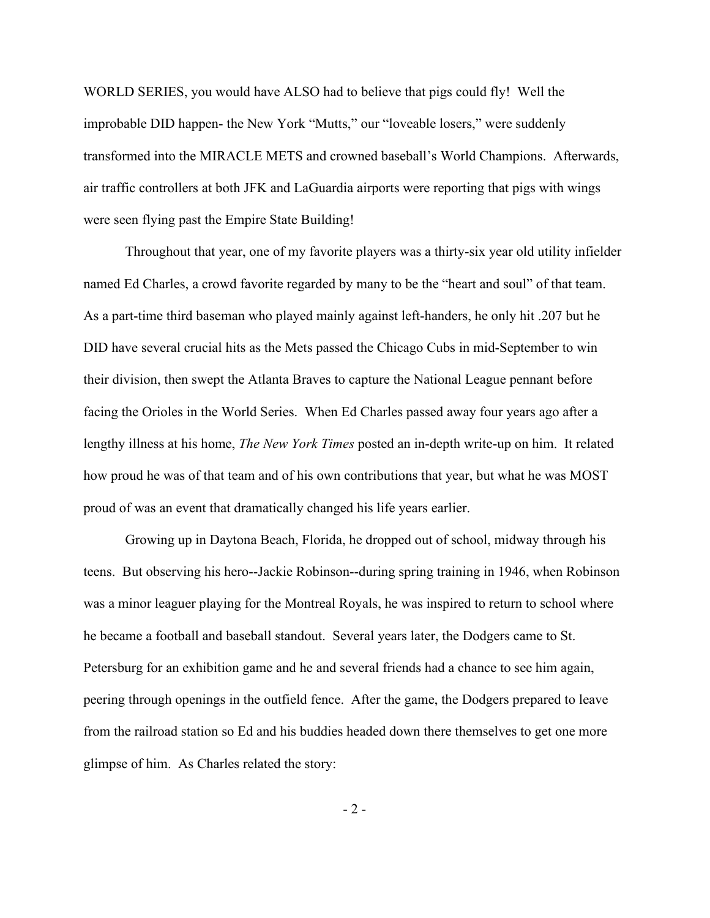WORLD SERIES, you would have ALSO had to believe that pigs could fly! Well the improbable DID happen- the New York "Mutts," our "loveable losers," were suddenly transformed into the MIRACLE METS and crowned baseball's World Champions. Afterwards, air traffic controllers at both JFK and LaGuardia airports were reporting that pigs with wings were seen flying past the Empire State Building!

Throughout that year, one of my favorite players was a thirty-six year old utility infielder named Ed Charles, a crowd favorite regarded by many to be the "heart and soul" of that team. As a part-time third baseman who played mainly against left-handers, he only hit .207 but he DID have several crucial hits as the Mets passed the Chicago Cubs in mid-September to win their division, then swept the Atlanta Braves to capture the National League pennant before facing the Orioles in the World Series. When Ed Charles passed away four years ago after a lengthy illness at his home, *The New York Times* posted an in-depth write-up on him. It related how proud he was of that team and of his own contributions that year, but what he was MOST proud of was an event that dramatically changed his life years earlier.

Growing up in Daytona Beach, Florida, he dropped out of school, midway through his teens. But observing his hero--Jackie Robinson--during spring training in 1946, when Robinson was a minor leaguer playing for the Montreal Royals, he was inspired to return to school where he became a football and baseball standout. Several years later, the Dodgers came to St. Petersburg for an exhibition game and he and several friends had a chance to see him again, peering through openings in the outfield fence. After the game, the Dodgers prepared to leave from the railroad station so Ed and his buddies headed down there themselves to get one more glimpse of him. As Charles related the story: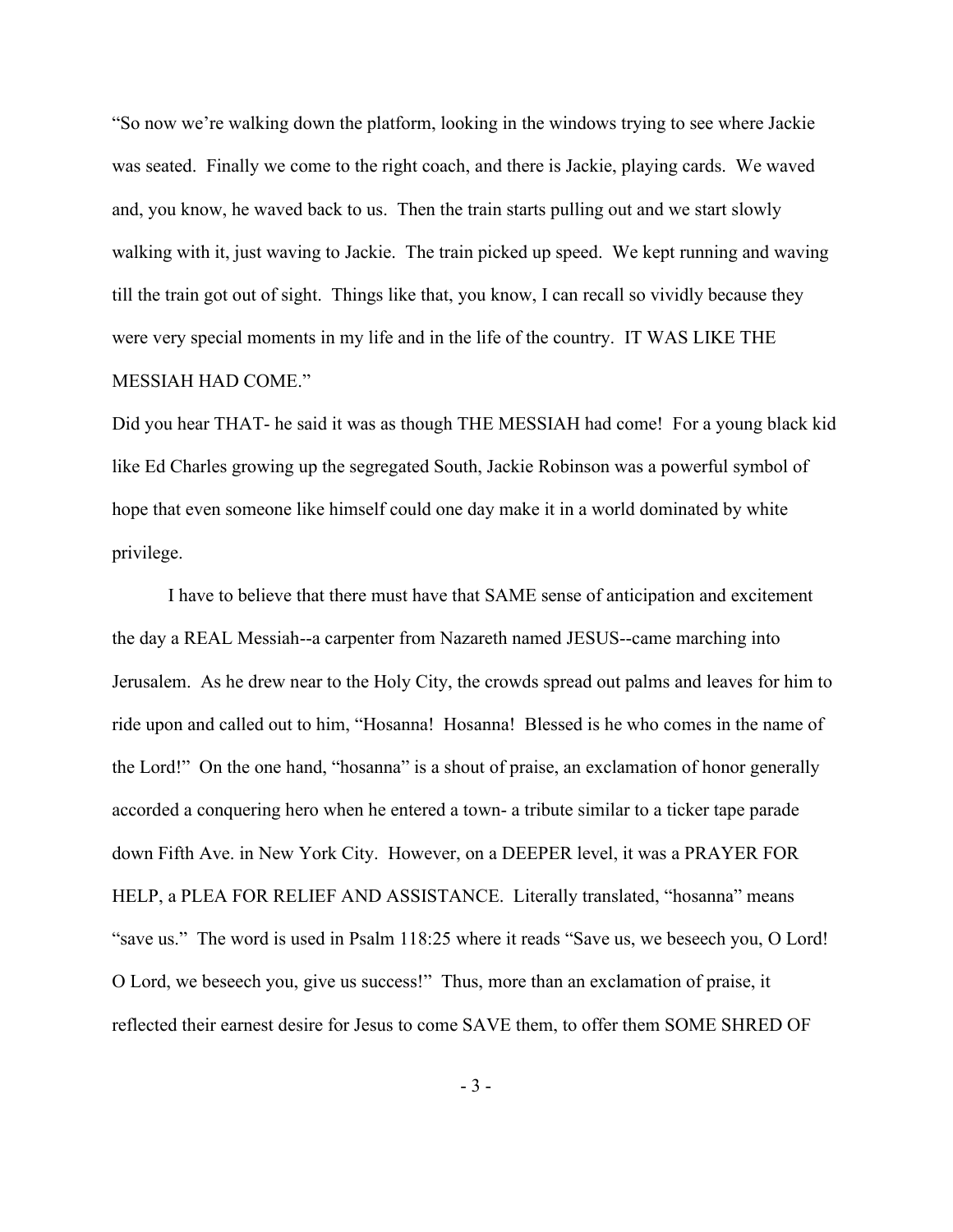"So now we're walking down the platform, looking in the windows trying to see where Jackie was seated. Finally we come to the right coach, and there is Jackie, playing cards. We waved and, you know, he waved back to us. Then the train starts pulling out and we start slowly walking with it, just waving to Jackie. The train picked up speed. We kept running and waving till the train got out of sight. Things like that, you know, I can recall so vividly because they were very special moments in my life and in the life of the country. IT WAS LIKE THE MESSIAH HAD COME."

Did you hear THAT- he said it was as though THE MESSIAH had come! For a young black kid like Ed Charles growing up the segregated South, Jackie Robinson was a powerful symbol of hope that even someone like himself could one day make it in a world dominated by white privilege.

I have to believe that there must have that SAME sense of anticipation and excitement the day a REAL Messiah--a carpenter from Nazareth named JESUS--came marching into Jerusalem. As he drew near to the Holy City, the crowds spread out palms and leaves for him to ride upon and called out to him, "Hosanna! Hosanna! Blessed is he who comes in the name of the Lord!" On the one hand, "hosanna" is a shout of praise, an exclamation of honor generally accorded a conquering hero when he entered a town- a tribute similar to a ticker tape parade down Fifth Ave. in New York City. However, on a DEEPER level, it was a PRAYER FOR HELP, a PLEA FOR RELIEF AND ASSISTANCE. Literally translated, "hosanna" means "save us." The word is used in Psalm 118:25 where it reads "Save us, we beseech you, O Lord! O Lord, we beseech you, give us success!" Thus, more than an exclamation of praise, it reflected their earnest desire for Jesus to come SAVE them, to offer them SOME SHRED OF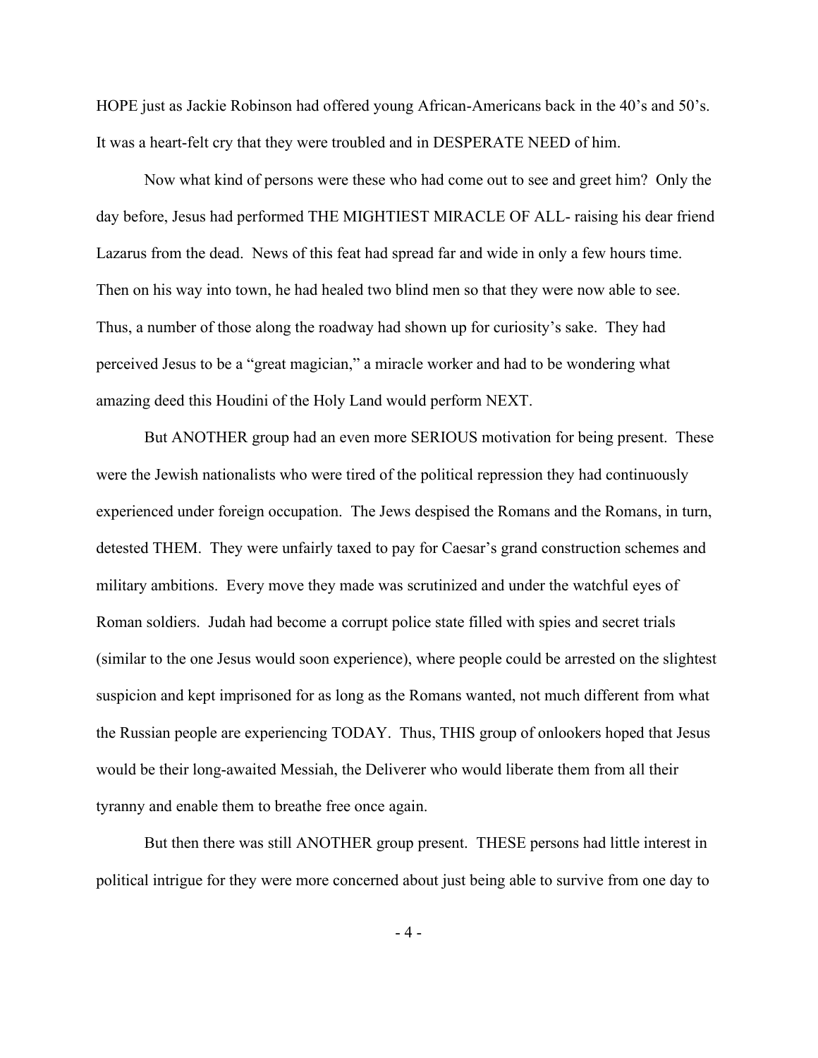HOPE just as Jackie Robinson had offered young African-Americans back in the 40's and 50's. It was a heart-felt cry that they were troubled and in DESPERATE NEED of him.

Now what kind of persons were these who had come out to see and greet him? Only the day before, Jesus had performed THE MIGHTIEST MIRACLE OF ALL- raising his dear friend Lazarus from the dead. News of this feat had spread far and wide in only a few hours time. Then on his way into town, he had healed two blind men so that they were now able to see. Thus, a number of those along the roadway had shown up for curiosity's sake. They had perceived Jesus to be a "great magician," a miracle worker and had to be wondering what amazing deed this Houdini of the Holy Land would perform NEXT.

But ANOTHER group had an even more SERIOUS motivation for being present. These were the Jewish nationalists who were tired of the political repression they had continuously experienced under foreign occupation. The Jews despised the Romans and the Romans, in turn, detested THEM. They were unfairly taxed to pay for Caesar's grand construction schemes and military ambitions. Every move they made was scrutinized and under the watchful eyes of Roman soldiers. Judah had become a corrupt police state filled with spies and secret trials (similar to the one Jesus would soon experience), where people could be arrested on the slightest suspicion and kept imprisoned for as long as the Romans wanted, not much different from what the Russian people are experiencing TODAY. Thus, THIS group of onlookers hoped that Jesus would be their long-awaited Messiah, the Deliverer who would liberate them from all their tyranny and enable them to breathe free once again.

But then there was still ANOTHER group present. THESE persons had little interest in political intrigue for they were more concerned about just being able to survive from one day to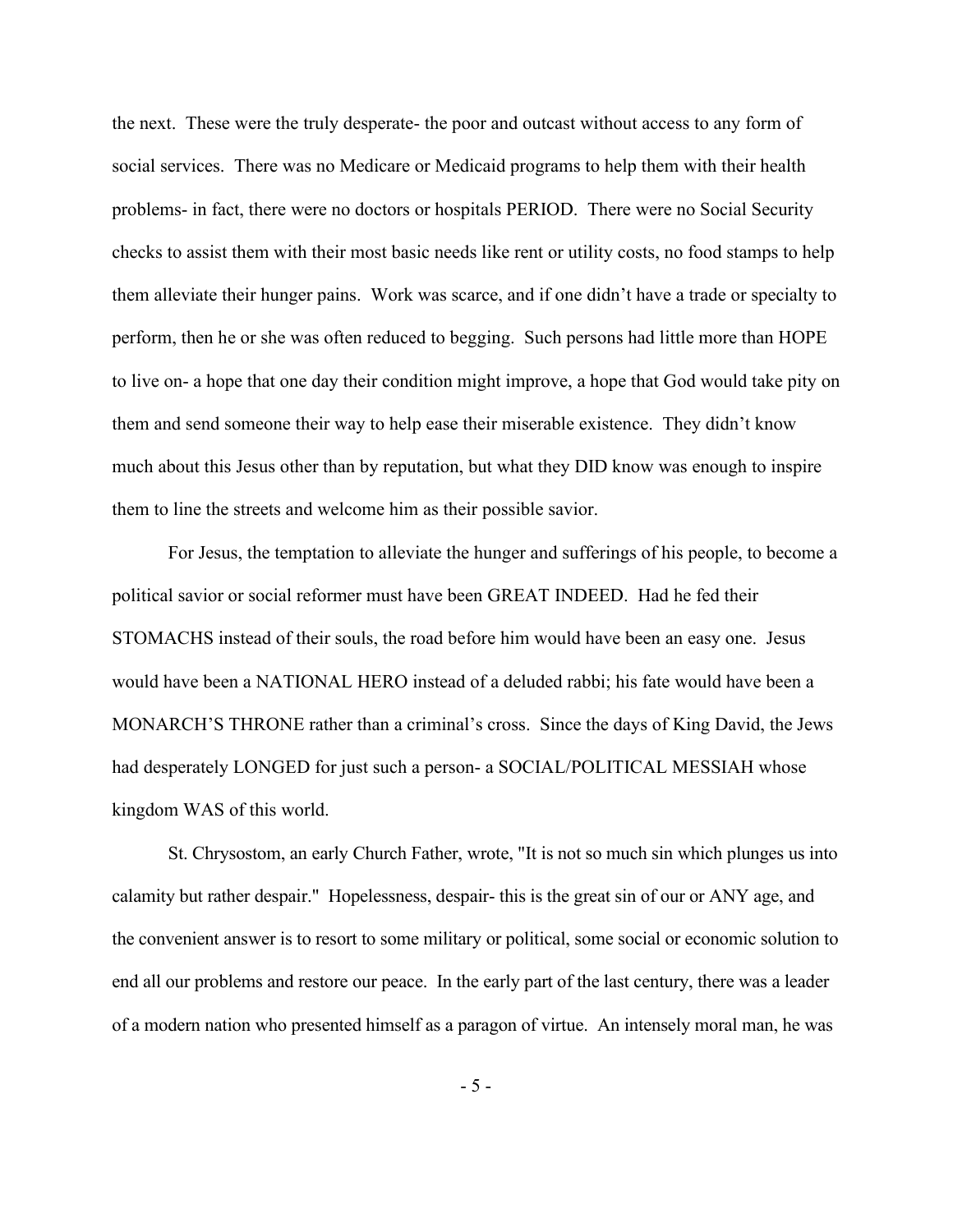the next. These were the truly desperate- the poor and outcast without access to any form of social services. There was no Medicare or Medicaid programs to help them with their health problems- in fact, there were no doctors or hospitals PERIOD. There were no Social Security checks to assist them with their most basic needs like rent or utility costs, no food stamps to help them alleviate their hunger pains. Work was scarce, and if one didn't have a trade or specialty to perform, then he or she was often reduced to begging. Such persons had little more than HOPE to live on- a hope that one day their condition might improve, a hope that God would take pity on them and send someone their way to help ease their miserable existence. They didn't know much about this Jesus other than by reputation, but what they DID know was enough to inspire them to line the streets and welcome him as their possible savior.

For Jesus, the temptation to alleviate the hunger and sufferings of his people, to become a political savior or social reformer must have been GREAT INDEED. Had he fed their STOMACHS instead of their souls, the road before him would have been an easy one. Jesus would have been a NATIONAL HERO instead of a deluded rabbi; his fate would have been a MONARCH'S THRONE rather than a criminal's cross. Since the days of King David, the Jews had desperately LONGED for just such a person- a SOCIAL/POLITICAL MESSIAH whose kingdom WAS of this world.

St. Chrysostom, an early Church Father, wrote, "It is not so much sin which plunges us into calamity but rather despair." Hopelessness, despair- this is the great sin of our or ANY age, and the convenient answer is to resort to some military or political, some social or economic solution to end all our problems and restore our peace. In the early part of the last century, there was a leader of a modern nation who presented himself as a paragon of virtue. An intensely moral man, he was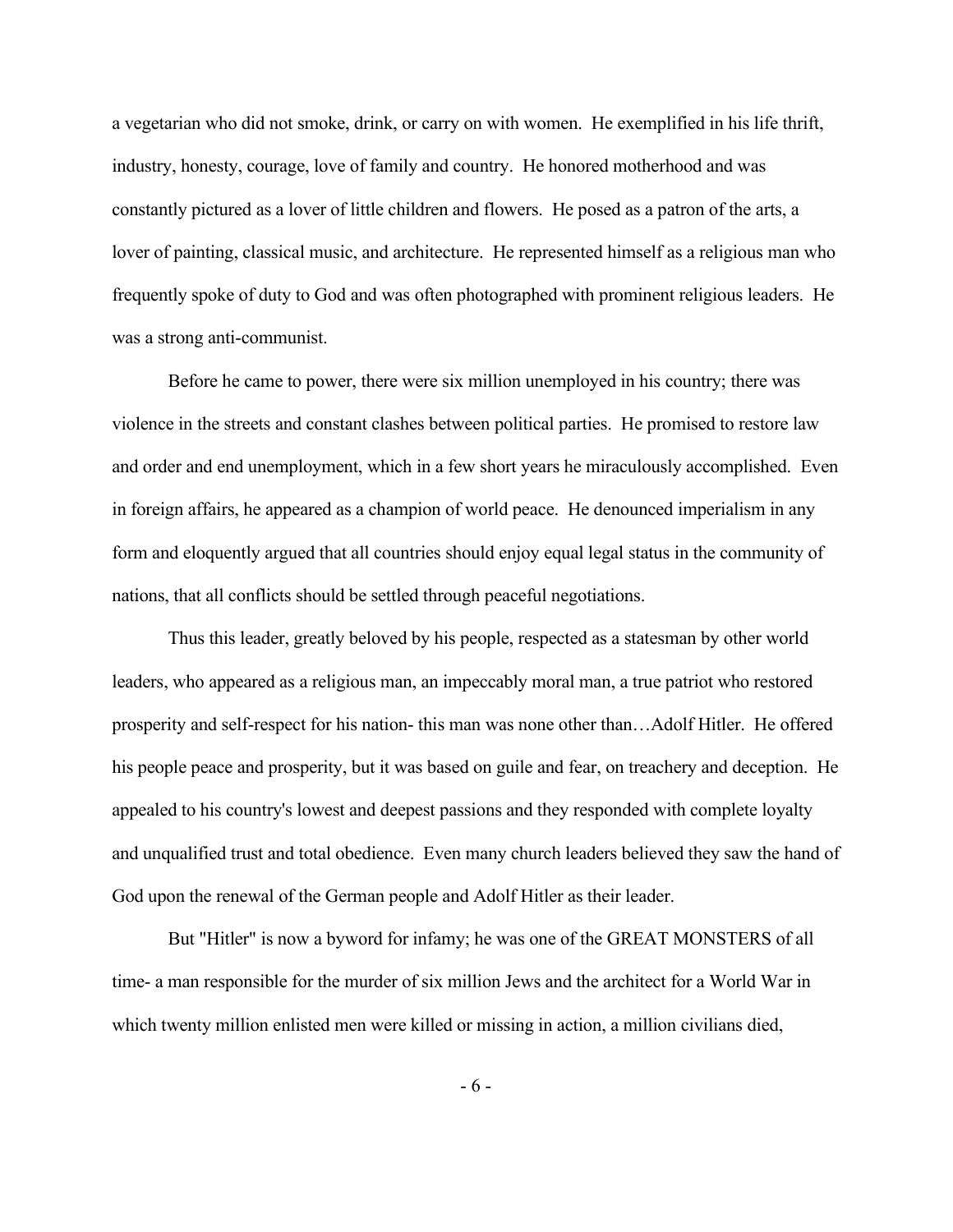a vegetarian who did not smoke, drink, or carry on with women. He exemplified in his life thrift, industry, honesty, courage, love of family and country. He honored motherhood and was constantly pictured as a lover of little children and flowers. He posed as a patron of the arts, a lover of painting, classical music, and architecture. He represented himself as a religious man who frequently spoke of duty to God and was often photographed with prominent religious leaders. He was a strong anti-communist.

Before he came to power, there were six million unemployed in his country; there was violence in the streets and constant clashes between political parties. He promised to restore law and order and end unemployment, which in a few short years he miraculously accomplished. Even in foreign affairs, he appeared as a champion of world peace. He denounced imperialism in any form and eloquently argued that all countries should enjoy equal legal status in the community of nations, that all conflicts should be settled through peaceful negotiations.

Thus this leader, greatly beloved by his people, respected as a statesman by other world leaders, who appeared as a religious man, an impeccably moral man, a true patriot who restored prosperity and self-respect for his nation- this man was none other than…Adolf Hitler. He offered his people peace and prosperity, but it was based on guile and fear, on treachery and deception. He appealed to his country's lowest and deepest passions and they responded with complete loyalty and unqualified trust and total obedience. Even many church leaders believed they saw the hand of God upon the renewal of the German people and Adolf Hitler as their leader.

But "Hitler" is now a byword for infamy; he was one of the GREAT MONSTERS of all time- a man responsible for the murder of six million Jews and the architect for a World War in which twenty million enlisted men were killed or missing in action, a million civilians died,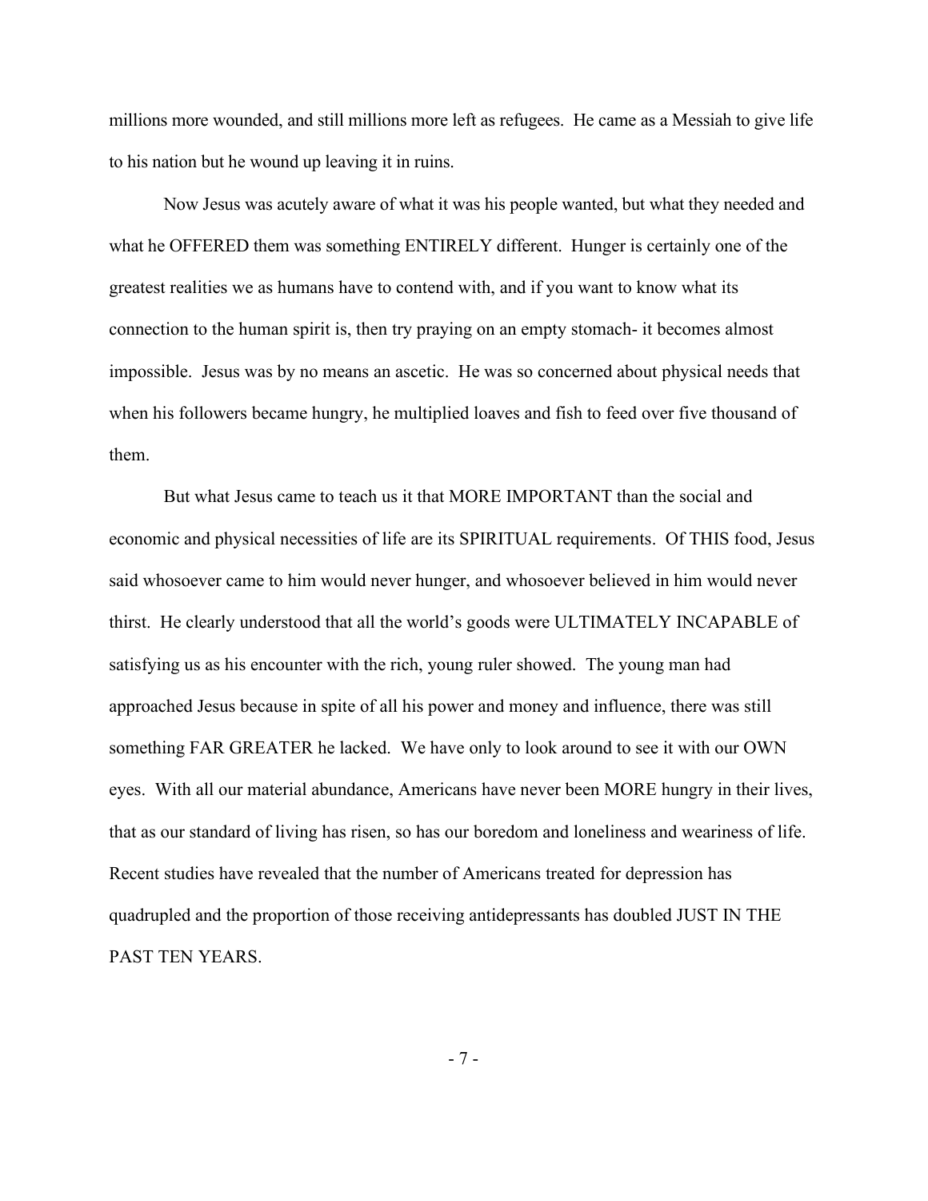millions more wounded, and still millions more left as refugees. He came as a Messiah to give life to his nation but he wound up leaving it in ruins.

Now Jesus was acutely aware of what it was his people wanted, but what they needed and what he OFFERED them was something ENTIRELY different. Hunger is certainly one of the greatest realities we as humans have to contend with, and if you want to know what its connection to the human spirit is, then try praying on an empty stomach- it becomes almost impossible. Jesus was by no means an ascetic. He was so concerned about physical needs that when his followers became hungry, he multiplied loaves and fish to feed over five thousand of them.

But what Jesus came to teach us it that MORE IMPORTANT than the social and economic and physical necessities of life are its SPIRITUAL requirements. Of THIS food, Jesus said whosoever came to him would never hunger, and whosoever believed in him would never thirst. He clearly understood that all the world's goods were ULTIMATELY INCAPABLE of satisfying us as his encounter with the rich, young ruler showed. The young man had approached Jesus because in spite of all his power and money and influence, there was still something FAR GREATER he lacked. We have only to look around to see it with our OWN eyes. With all our material abundance, Americans have never been MORE hungry in their lives, that as our standard of living has risen, so has our boredom and loneliness and weariness of life. Recent studies have revealed that the number of Americans treated for depression has quadrupled and the proportion of those receiving antidepressants has doubled JUST IN THE PAST TEN YEARS.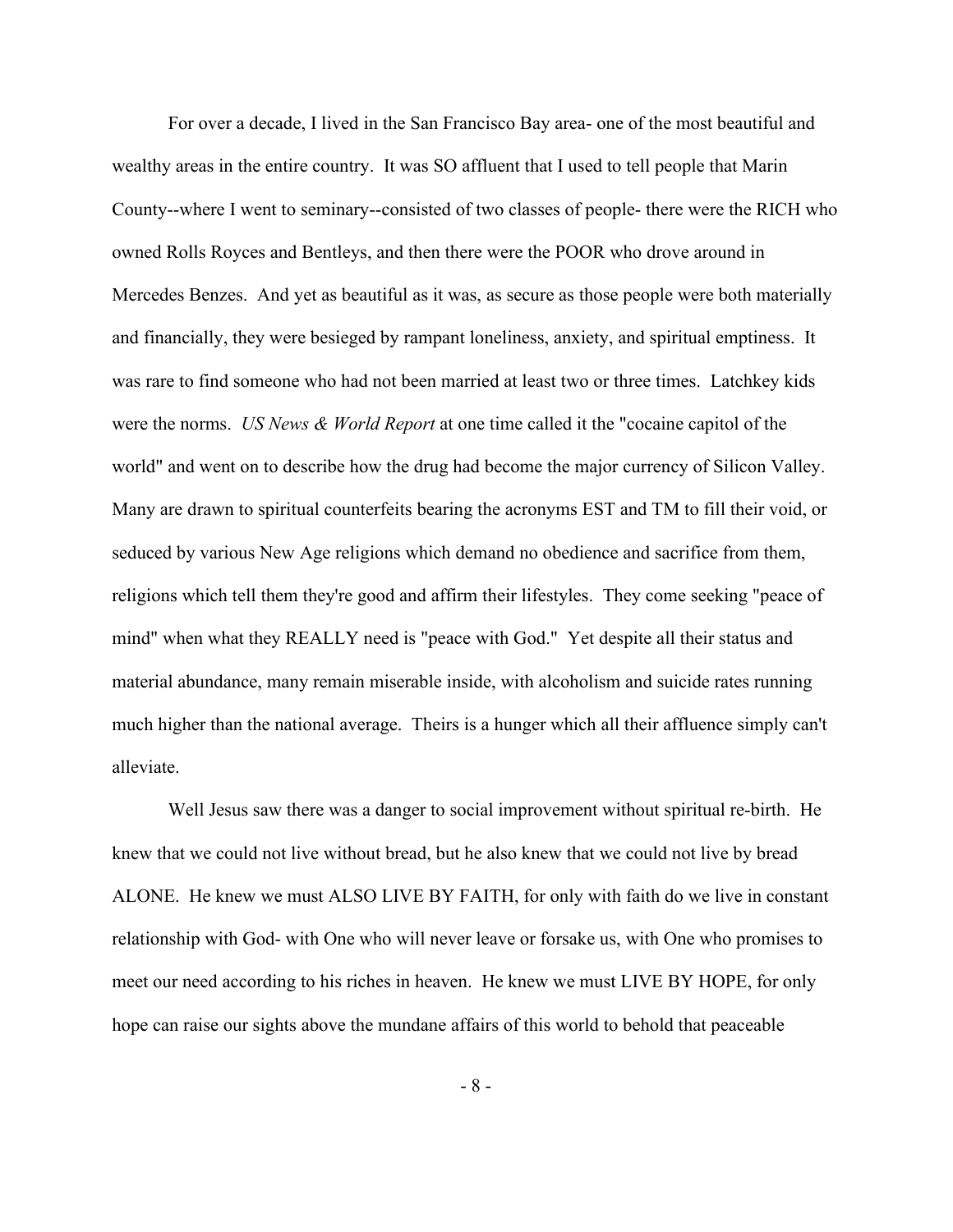For over a decade, I lived in the San Francisco Bay area- one of the most beautiful and wealthy areas in the entire country. It was SO affluent that I used to tell people that Marin County--where I went to seminary--consisted of two classes of people- there were the RICH who owned Rolls Royces and Bentleys, and then there were the POOR who drove around in Mercedes Benzes. And yet as beautiful as it was, as secure as those people were both materially and financially, they were besieged by rampant loneliness, anxiety, and spiritual emptiness. It was rare to find someone who had not been married at least two or three times. Latchkey kids were the norms. *US News & World Report* at one time called it the "cocaine capitol of the world" and went on to describe how the drug had become the major currency of Silicon Valley. Many are drawn to spiritual counterfeits bearing the acronyms EST and TM to fill their void, or seduced by various New Age religions which demand no obedience and sacrifice from them, religions which tell them they're good and affirm their lifestyles. They come seeking "peace of mind" when what they REALLY need is "peace with God." Yet despite all their status and material abundance, many remain miserable inside, with alcoholism and suicide rates running much higher than the national average. Theirs is a hunger which all their affluence simply can't alleviate.

Well Jesus saw there was a danger to social improvement without spiritual re-birth. He knew that we could not live without bread, but he also knew that we could not live by bread ALONE. He knew we must ALSO LIVE BY FAITH, for only with faith do we live in constant relationship with God- with One who will never leave or forsake us, with One who promises to meet our need according to his riches in heaven. He knew we must LIVE BY HOPE, for only hope can raise our sights above the mundane affairs of this world to behold that peaceable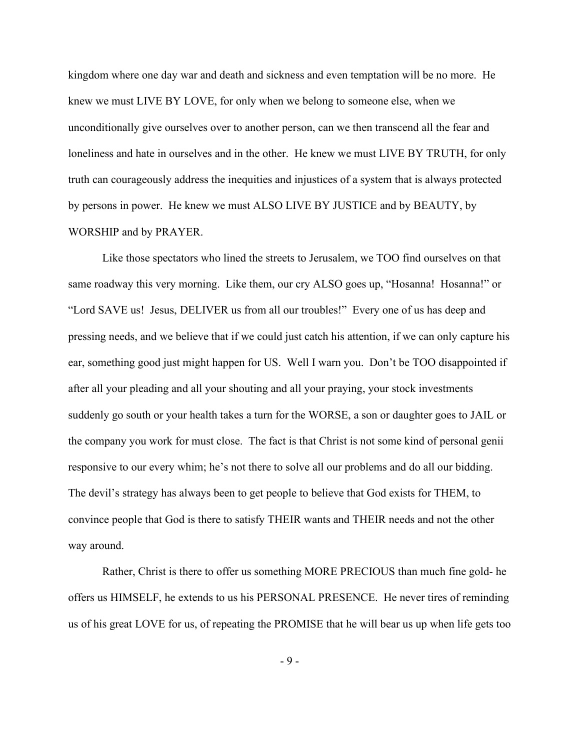kingdom where one day war and death and sickness and even temptation will be no more. He knew we must LIVE BY LOVE, for only when we belong to someone else, when we unconditionally give ourselves over to another person, can we then transcend all the fear and loneliness and hate in ourselves and in the other. He knew we must LIVE BY TRUTH, for only truth can courageously address the inequities and injustices of a system that is always protected by persons in power. He knew we must ALSO LIVE BY JUSTICE and by BEAUTY, by WORSHIP and by PRAYER.

Like those spectators who lined the streets to Jerusalem, we TOO find ourselves on that same roadway this very morning. Like them, our cry ALSO goes up, "Hosanna! Hosanna!" or "Lord SAVE us! Jesus, DELIVER us from all our troubles!" Every one of us has deep and pressing needs, and we believe that if we could just catch his attention, if we can only capture his ear, something good just might happen for US. Well I warn you. Don't be TOO disappointed if after all your pleading and all your shouting and all your praying, your stock investments suddenly go south or your health takes a turn for the WORSE, a son or daughter goes to JAIL or the company you work for must close. The fact is that Christ is not some kind of personal genii responsive to our every whim; he's not there to solve all our problems and do all our bidding. The devil's strategy has always been to get people to believe that God exists for THEM, to convince people that God is there to satisfy THEIR wants and THEIR needs and not the other way around.

Rather, Christ is there to offer us something MORE PRECIOUS than much fine gold- he offers us HIMSELF, he extends to us his PERSONAL PRESENCE. He never tires of reminding us of his great LOVE for us, of repeating the PROMISE that he will bear us up when life gets too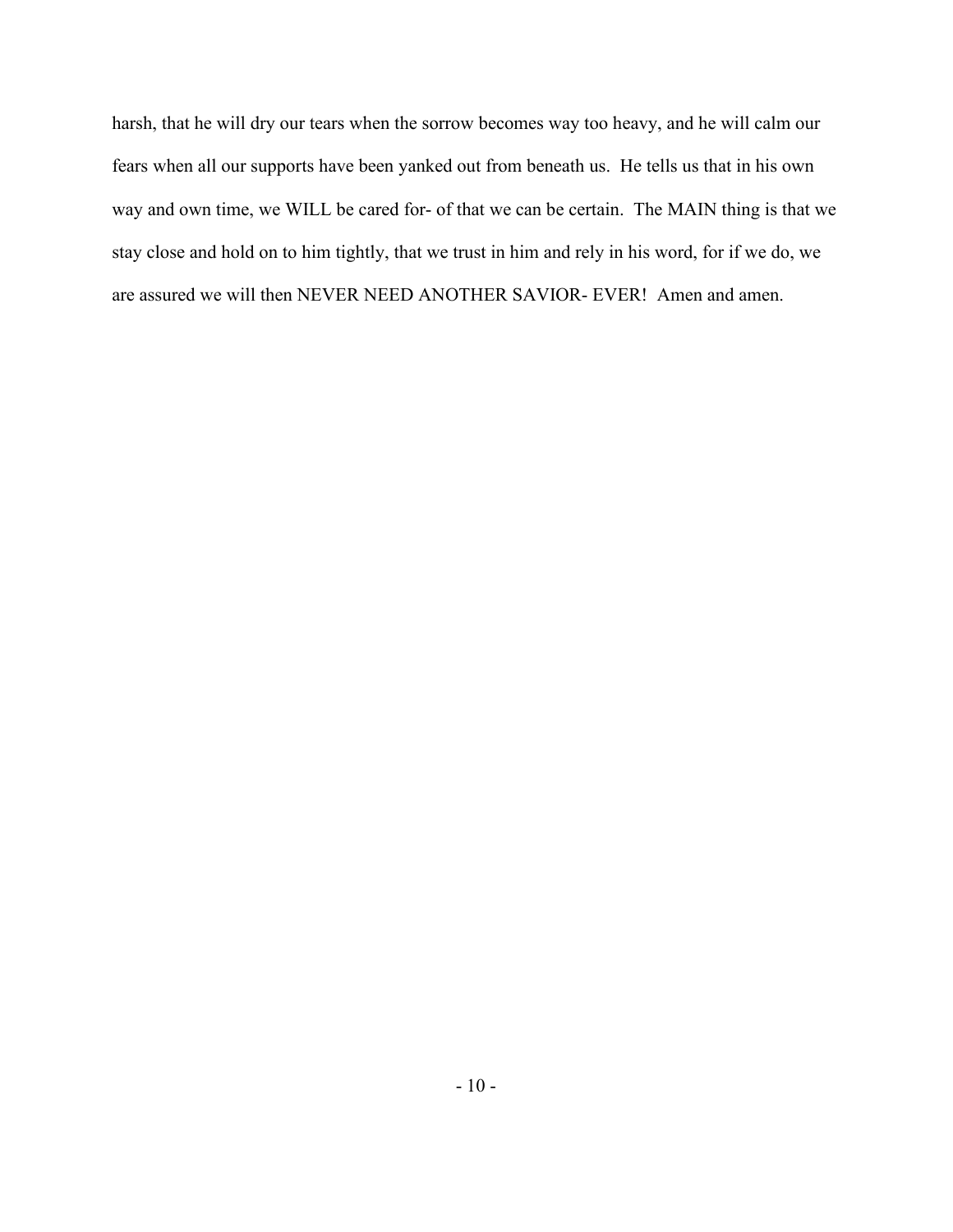harsh, that he will dry our tears when the sorrow becomes way too heavy, and he will calm our fears when all our supports have been yanked out from beneath us. He tells us that in his own way and own time, we WILL be cared for- of that we can be certain. The MAIN thing is that we stay close and hold on to him tightly, that we trust in him and rely in his word, for if we do, we are assured we will then NEVER NEED ANOTHER SAVIOR- EVER! Amen and amen.